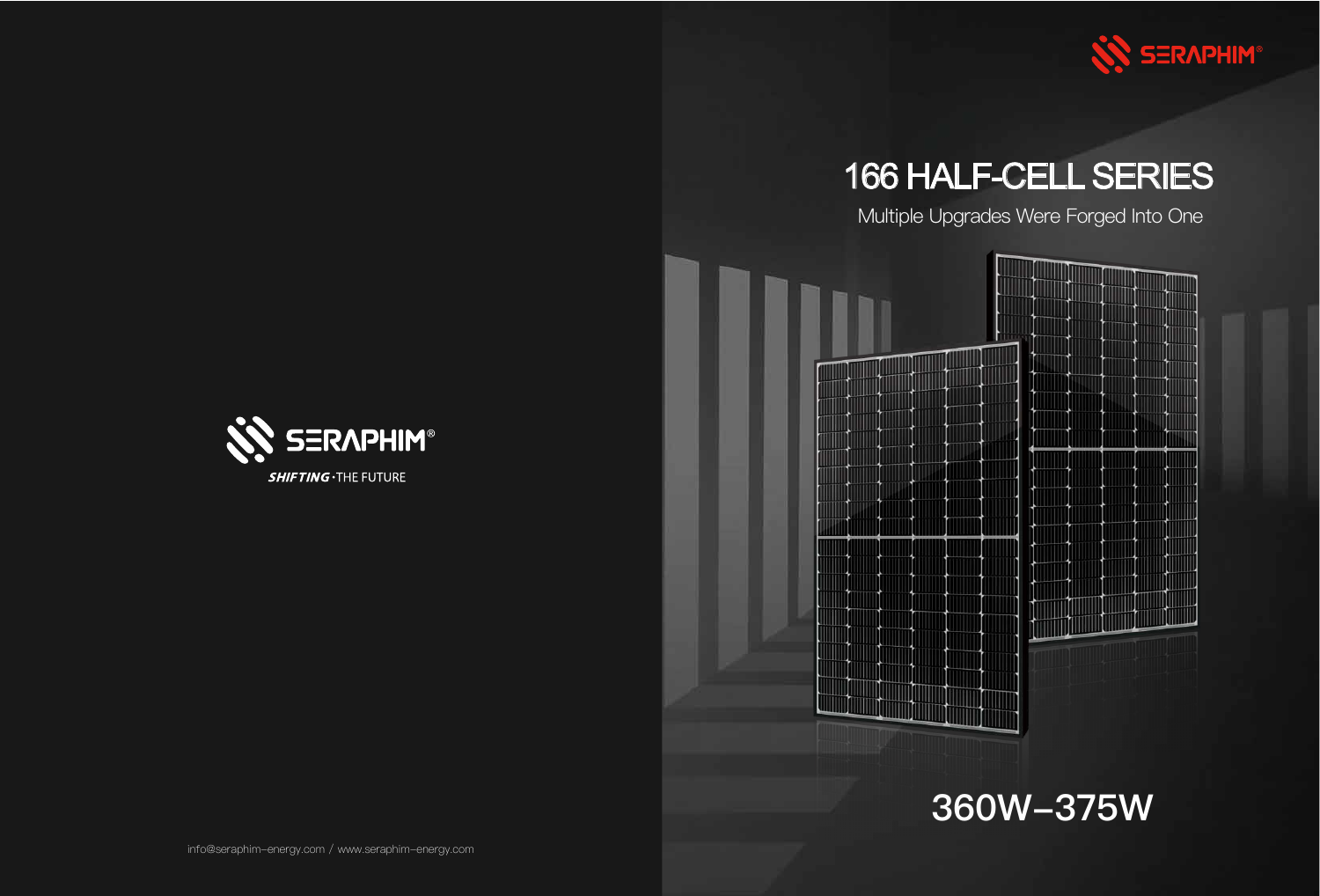SERAPHIM®

SHIFTING · THE FUTURE

info@seraphim-energy.com / www.seraphim-energy.com

SERAPHIM®

# 166 HALF-CELL SERIES

Multiple Upgrades Were Forged Into One

## 360W–375W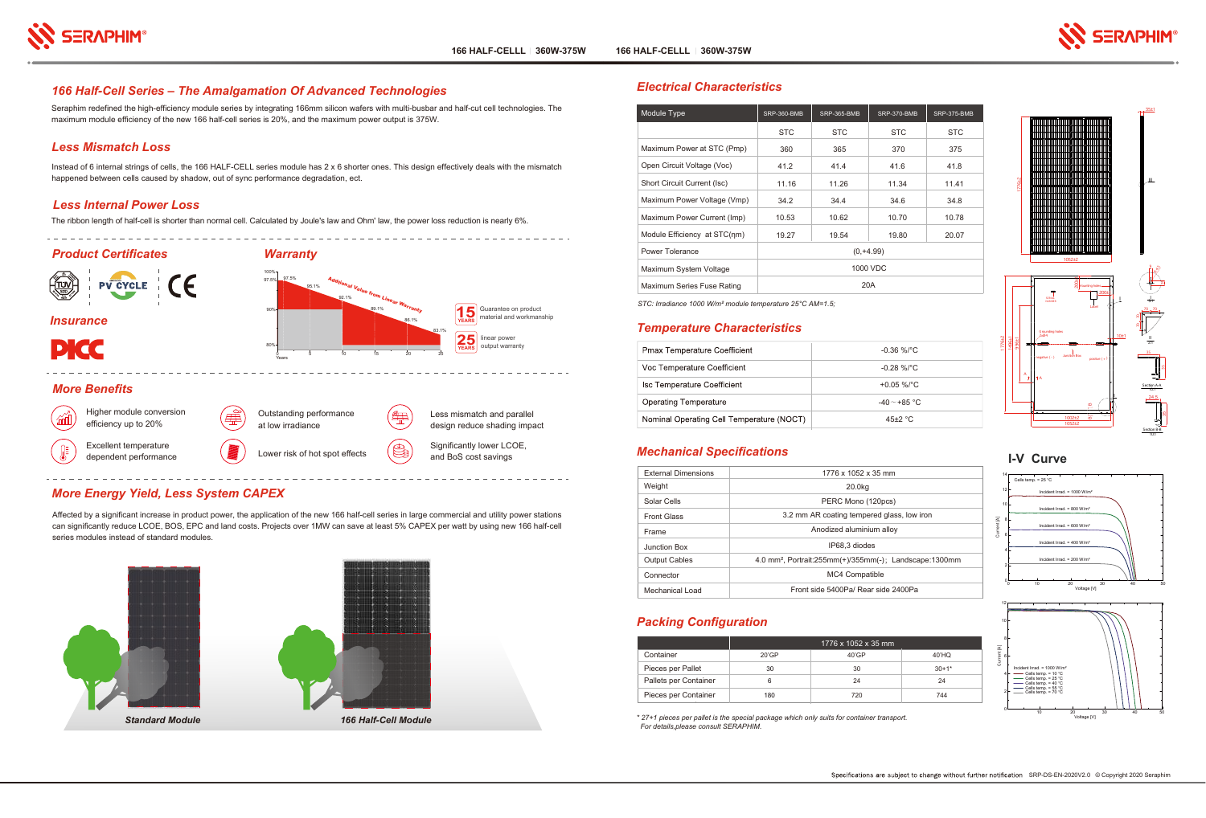## 166 Half-Cell Series – The Amalgamation Of Advanced Technologies

Seraphim redefined the high-efficiency module series by integrating 166mm silicon wafers with multi-busbar and half-cut cell technologies. The maximum module efficiency of the new 166 half-cell series is 20%, and the maximum power output is 375W.

## Less Mismatch Loss

Instead of 6 internal strings of cells, the 166 HALF-CELL series module has 2 x 6 shorter ones. This design effectively deals with the mismatch happened between cells caused by shadow, out of sync performance degradation, ect.

## Less Internal Power Loss

The ribbon length of half-cell is shorter than normal cell. Calculated by Joule's law and Ohm' law, the power loss reduction is nearly 6%.

## Product Certificates

## Insurance

## Warranty

100%
97.5%
97.5%
95.1%
92.1%
90%
89.1%
86.1%
83.1%
80%
0 5 10 15 20 25
Years
Additional Value from Linear Warranty

15 YEARS Guarantee on product material and workmanship

25 YEARS linear power output warranty

## More Benefits

- Higher module conversion efficiency up to 20%
- Outstanding performance at low irradiance
- Less mismatch and parallel design reduce shading impact
- Excellent temperature dependent performance
- Lower risk of hot spot effects
- Significantly lower LCOE, and BoS cost savings

## More Energy Yield, Less System CAPEX

Affected by a significant increase in product power, the application of the new 166 half-cell series in large commercial and utility power stations can significantly reduce LCOE, BOS, EPC and land costs. Projects over 1MW can save at least 5% CAPEX per watt by using new 166 half-cell series modules instead of standard modules.

Standard Module

166 Half-Cell Module

## Electrical Characteristics

| Module Type | SRP-360-BMB | SRP-365-BMB | SRP-370-BMB | SRP-375-BMB |
|---|---|---|---|---|
| | STC | STC | STC | STC |
| Maximum Power at STC (Pmp) | 360 | 365 | 370 | 375 |
| Open Circuit Voltage (Voc) | 41.2 | 41.4 | 41.6 | 41.8 |
| Short Circuit Current (Isc) | 11.16 | 11.26 | 11.34 | 11.41 |
| Maximum Power Voltage (Vmp) | 34.2 | 34.4 | 34.6 | 34.8 |
| Maximum Power Current (Imp) | 10.53 | 10.62 | 10.70 | 10.78 |
| Module Efficiency at STC(ηm) | 19.27 | 19.54 | 19.80 | 20.07 |
| Power Tolerance | (0,+4.99) | | | |
| Maximum System Voltage | 1000 VDC | | | |
| Maximum Series Fuse Rating | 20A | | | |

*STC: Irradiance 1000 W/m² module temperature 25°C AM=1.5;*

## Temperature Characteristics

| | |
|---|---|
| Pmax Temperature Coefficient | -0.36 %/°C |
| Voc Temperature Coefficient | -0.28 %/°C |
| Isc Temperature Coefficient | +0.05 %/°C |
| Operating Temperature | -40 ~ +85 °C |
| Nominal Operating Cell Temperature (NOCT) | 45±2 °C |

## Mechanical Specifications

| | |
|---|---|
| External Dimensions | 1776 x 1052 x 35 mm |
| Weight | 20.0kg |
| Solar Cells | PERC Mono (120pcs) |
| Front Glass | 3.2 mm AR coating tempered glass, low iron |
| Frame | Anodized aluminium alloy |
| Junction Box | IP68,3 diodes |
| Output Cables | 4.0 mm², Portrait:255mm(+)/355mm(-)；Landscape:1300mm |
| Connector | MC4 Compatible |
| Mechanical Load | Front side 5400Pa/ Rear side 2400Pa |

## Packing Configuration

| | 1776 x 1052 x 35 mm | | |
|---|---|---|---|
| Container | 20'GP | 40'GP | 40'HQ |
| Pieces per Pallet | 30 | 30 | 30+1* |
| Pallets per Container | 6 | 24 | 24 |
| Pieces per Container | 180 | 720 | 744 |

*\* 27+1 pieces per pallet is the special package which only suits for container transport. For details,please consult SERAPHIM.*

1776±2
1052±2
1400±1
1776±2
1002±2
1052±2
35±1
10±1
Section A-A
Section B-B

## I-V Curve

Cells temp. = 25 °C
Incident Irrad. = 1000 W/m²
Incident Irrad. = 800 W/m²
Incident Irrad. = 600 W/m²
Incident Irrad. = 400 W/m²
Incident Irrad. = 200 W/m²
Current [A]
Voltage [V]

Incident Irrad. = 1000 W/m²
Cells temp. = 10 °C
Cells temp. = 25 °C
Cells temp. = 40 °C
Cells temp. = 55 °C
Cells temp. = 70 °C
Current [A]
Voltage [V]

Specifications are subject to change without further notification SRP-DS-EN-2020V2.0 © Copyright 2020 Seraphim